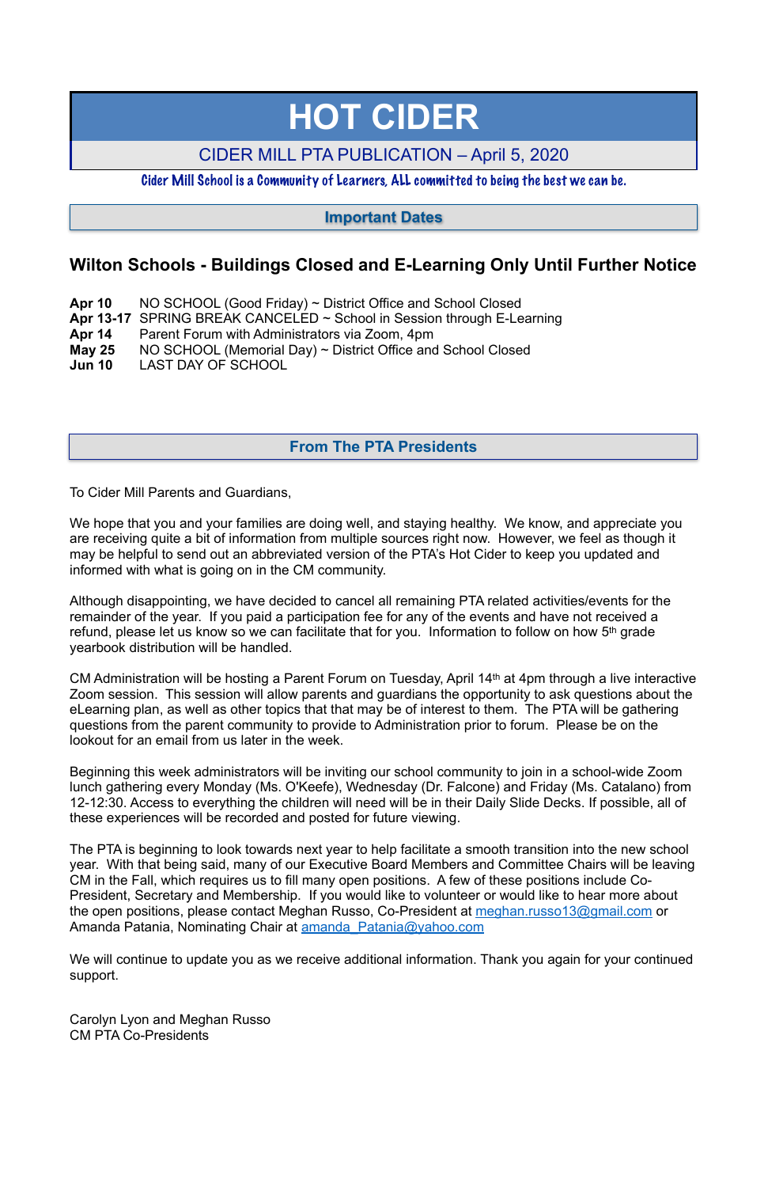# HOT CIDER

## CIDER MILL PTA PUBLICATION – April 5, 2020

*Cider Mill School is a Community of Learners, ALL committed to being the best we can be.*

## Important Dates

### Wilton Schools - Buildings Closed and E-Learning Only Until Further Notice

**Apr 10** NO SCHOOL (Good Friday) ~ District Office and School Closed
**Apr 13-17** SPRING BREAK CANCELED ~ School in Session through E-Learning
**Apr 14** Parent Forum with Administrators via Zoom, 4pm
**May 25** NO SCHOOL (Memorial Day) ~ District Office and School Closed
**Jun 10** LAST DAY OF SCHOOL

## From The PTA Presidents

To Cider Mill Parents and Guardians,

We hope that you and your families are doing well, and staying healthy. We know, and appreciate you are receiving quite a bit of information from multiple sources right now. However, we feel as though it may be helpful to send out an abbreviated version of the PTA's Hot Cider to keep you updated and informed with what is going on in the CM community.

Although disappointing, we have decided to cancel all remaining PTA related activities/events for the remainder of the year. If you paid a participation fee for any of the events and have not received a refund, please let us know so we can facilitate that for you. Information to follow on how 5th grade yearbook distribution will be handled.

CM Administration will be hosting a Parent Forum on Tuesday, April 14th at 4pm through a live interactive Zoom session. This session will allow parents and guardians the opportunity to ask questions about the eLearning plan, as well as other topics that that may be of interest to them. The PTA will be gathering questions from the parent community to provide to Administration prior to forum. Please be on the lookout for an email from us later in the week.

Beginning this week administrators will be inviting our school community to join in a school-wide Zoom lunch gathering every Monday (Ms. O'Keefe), Wednesday (Dr. Falcone) and Friday (Ms. Catalano) from 12-12:30. Access to everything the children will need will be in their Daily Slide Decks. If possible, all of these experiences will be recorded and posted for future viewing.

The PTA is beginning to look towards next year to help facilitate a smooth transition into the new school year. With that being said, many of our Executive Board Members and Committee Chairs will be leaving CM in the Fall, which requires us to fill many open positions. A few of these positions include Co-President, Secretary and Membership. If you would like to volunteer or would like to hear more about the open positions, please contact Meghan Russo, Co-President at meghan.russo13@gmail.com or Amanda Patania, Nominating Chair at amanda_Patania@yahoo.com

We will continue to update you as we receive additional information. Thank you again for your continued support.

Carolyn Lyon and Meghan Russo
CM PTA Co-Presidents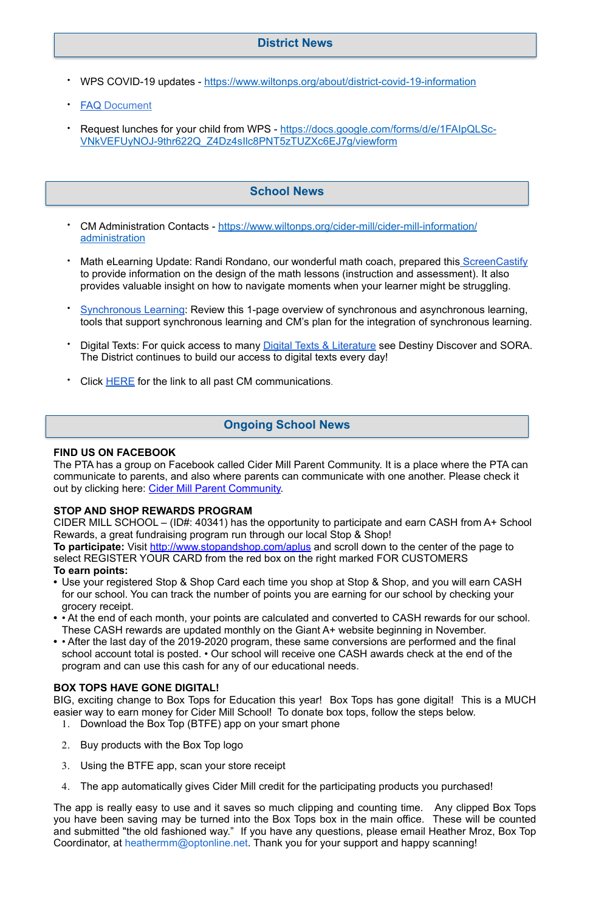## District News

- WPS COVID-19 updates - https://www.wiltonps.org/about/district-covid-19-information
- FAQ Document
- Request lunches for your child from WPS - https://docs.google.com/forms/d/e/1FAIpQLSc-VNkVEFUyNOJ-9thr622Q_Z4Dz4sIlc8PNT5zTUZXc6EJ7g/viewform

## School News

- CM Administration Contacts - https://www.wiltonps.org/cider-mill/cider-mill-information/administration
- Math eLearning Update: Randi Rondano, our wonderful math coach, prepared this ScreenCastify to provide information on the design of the math lessons (instruction and assessment). It also provides valuable insight on how to navigate moments when your learner might be struggling.
- Synchronous Learning: Review this 1-page overview of synchronous and asynchronous learning, tools that support synchronous learning and CM's plan for the integration of synchronous learning.
- Digital Texts: For quick access to many Digital Texts & Literature see Destiny Discover and SORA. The District continues to build our access to digital texts every day!
- Click HERE for the link to all past CM communications.

## Ongoing School News

**FIND US ON FACEBOOK**
The PTA has a group on Facebook called Cider Mill Parent Community. It is a place where the PTA can communicate to parents, and also where parents can communicate with one another. Please check it out by clicking here: Cider Mill Parent Community.

**STOP AND SHOP REWARDS PROGRAM**
CIDER MILL SCHOOL – (ID#: 40341) has the opportunity to participate and earn CASH from A+ School Rewards, a great fundraising program run through our local Stop & Shop!
**To participate:** Visit http://www.stopandshop.com/aplus and scroll down to the center of the page to select REGISTER YOUR CARD from the red box on the right marked FOR CUSTOMERS
**To earn points:**

- Use your registered Stop & Shop Card each time you shop at Stop & Shop, and you will earn CASH for our school. You can track the number of points you are earning for our school by checking your grocery receipt.
- • At the end of each month, your points are calculated and converted to CASH rewards for our school. These CASH rewards are updated monthly on the Giant A+ website beginning in November.
- • After the last day of the 2019-2020 program, these same conversions are performed and the final school account total is posted. • Our school will receive one CASH awards check at the end of the program and can use this cash for any of our educational needs.

**BOX TOPS HAVE GONE DIGITAL!**
BIG, exciting change to Box Tops for Education this year! Box Tops has gone digital! This is a MUCH easier way to earn money for Cider Mill School! To donate box tops, follow the steps below.

1. Download the Box Top (BTFE) app on your smart phone
2. Buy products with the Box Top logo
3. Using the BTFE app, scan your store receipt
4. The app automatically gives Cider Mill credit for the participating products you purchased!

The app is really easy to use and it saves so much clipping and counting time. Any clipped Box Tops you have been saving may be turned into the Box Tops box in the main office. These will be counted and submitted "the old fashioned way." If you have any questions, please email Heather Mroz, Box Top Coordinator, at heathermm@optonline.net. Thank you for your support and happy scanning!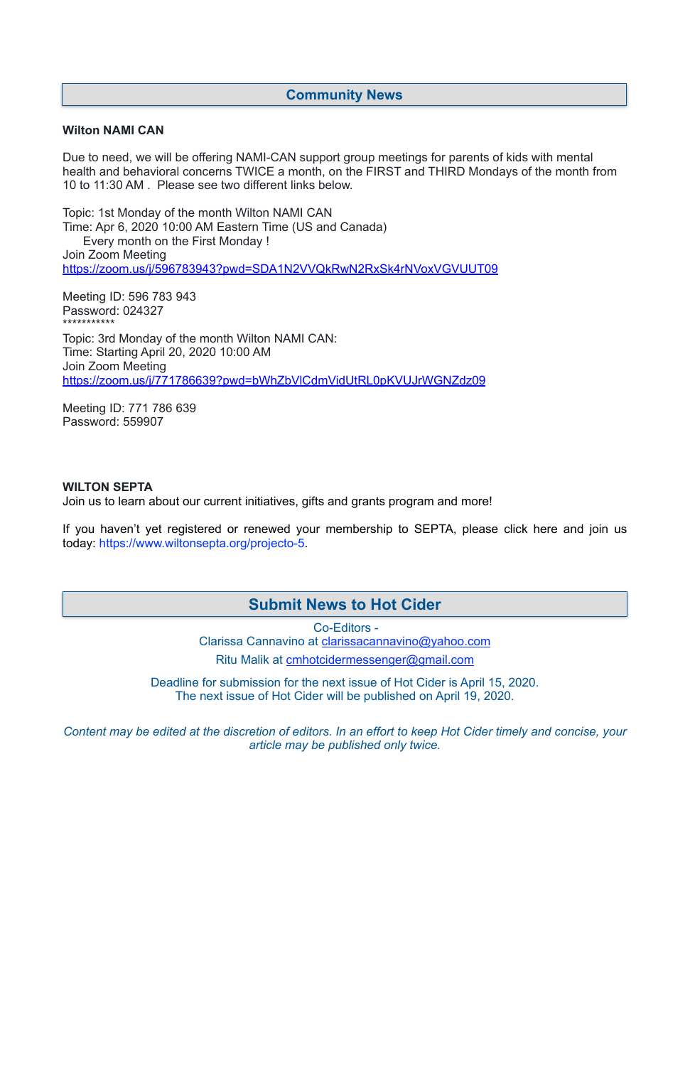## Community News

**Wilton NAMI CAN**

Due to need, we will be offering NAMI-CAN support group meetings for parents of kids with mental health and behavioral concerns TWICE a month, on the FIRST and THIRD Mondays of the month from 10 to 11:30 AM . Please see two different links below.

Topic: 1st Monday of the month Wilton NAMI CAN
Time: Apr 6, 2020 10:00 AM Eastern Time (US and Canada)
Every month on the First Monday !
Join Zoom Meeting
https://zoom.us/j/596783943?pwd=SDA1N2VVQkRwN2RxSk4rNVoxVGVUUT09

Meeting ID: 596 783 943
Password: 024327
***********
Topic: 3rd Monday of the month Wilton NAMI CAN:
Time: Starting April 20, 2020 10:00 AM
Join Zoom Meeting
https://zoom.us/j/771786639?pwd=bWhZbVlCdmVidUtRL0pKVUJrWGNZdz09

Meeting ID: 771 786 639
Password: 559907

**WILTON SEPTA**
Join us to learn about our current initiatives, gifts and grants program and more!

If you haven't yet registered or renewed your membership to SEPTA, please click here and join us today: https://www.wiltonsepta.org/projecto-5.

## Submit News to Hot Cider

Co-Editors -
Clarissa Cannavino at clarissacannavino@yahoo.com
Ritu Malik at cmhotcidermessenger@gmail.com

Deadline for submission for the next issue of Hot Cider is April 15, 2020.
The next issue of Hot Cider will be published on April 19, 2020.

*Content may be edited at the discretion of editors. In an effort to keep Hot Cider timely and concise, your article may be published only twice.*